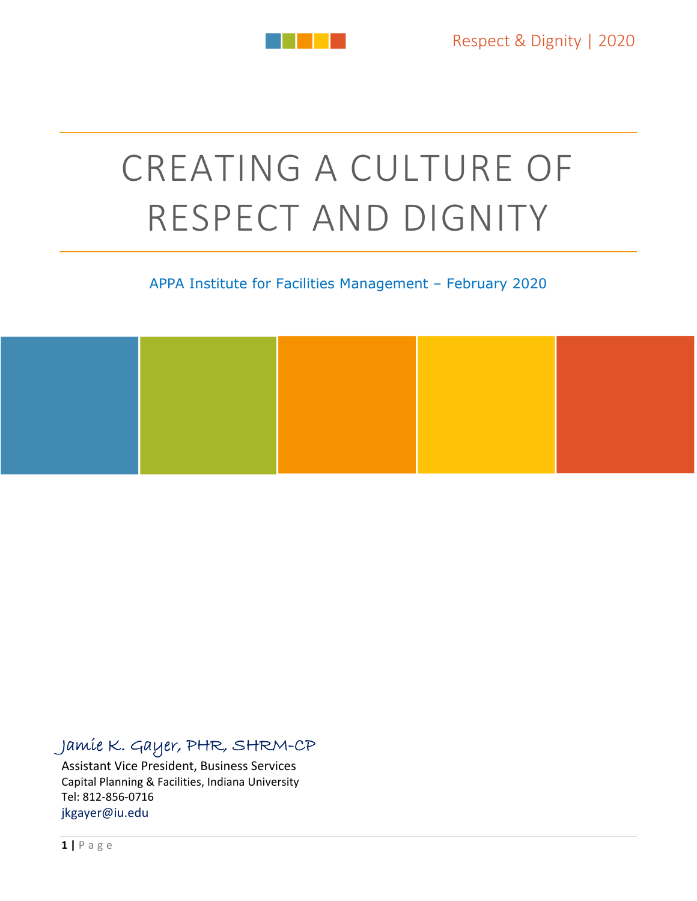# CREATING A CULTURE OF RESPECT AND DIGNITY

APPA Institute for Facilities Management – February 2020

*Jamie K. Gayer, PHR, SHRM-CP*

Assistant Vice President, Business Services
Capital Planning & Facilities, Indiana University
Tel: 812-856-0716
jkgayer@iu.edu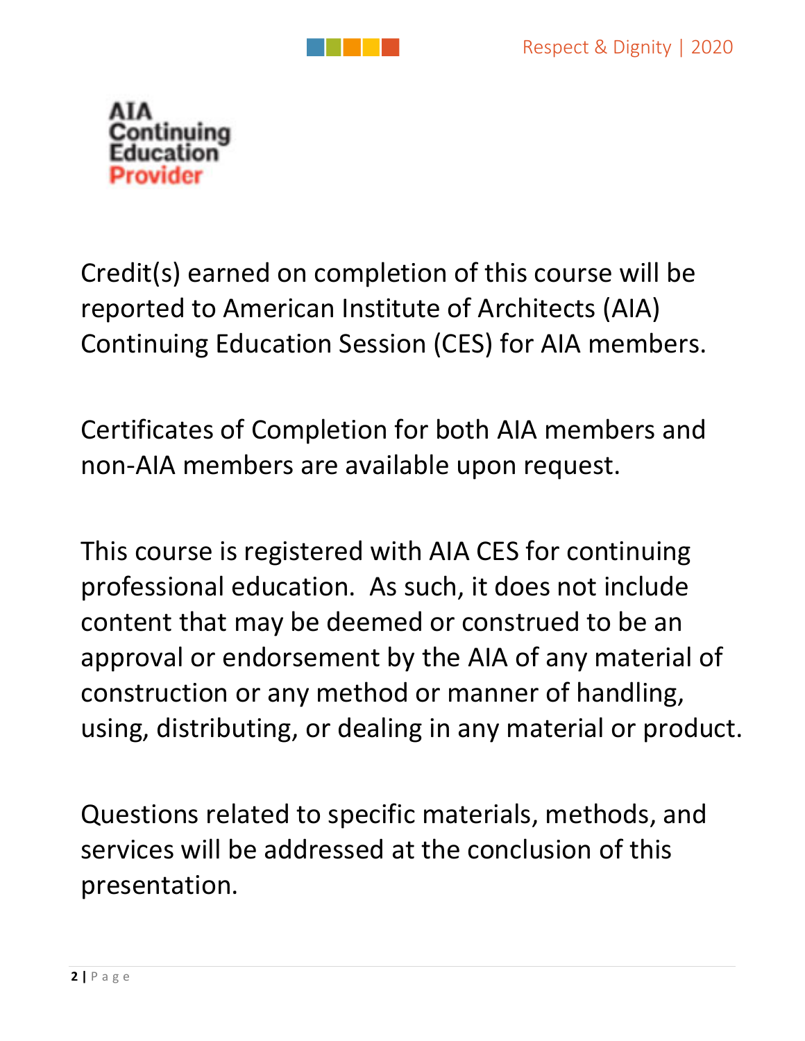AIA
Continuing
Education
Provider

Credit(s) earned on completion of this course will be reported to American Institute of Architects (AIA) Continuing Education Session (CES) for AIA members.

Certificates of Completion for both AIA members and non-AIA members are available upon request.

This course is registered with AIA CES for continuing professional education. As such, it does not include content that may be deemed or construed to be an approval or endorsement by the AIA of any material of construction or any method or manner of handling, using, distributing, or dealing in any material or product.

Questions related to specific materials, methods, and services will be addressed at the conclusion of this presentation.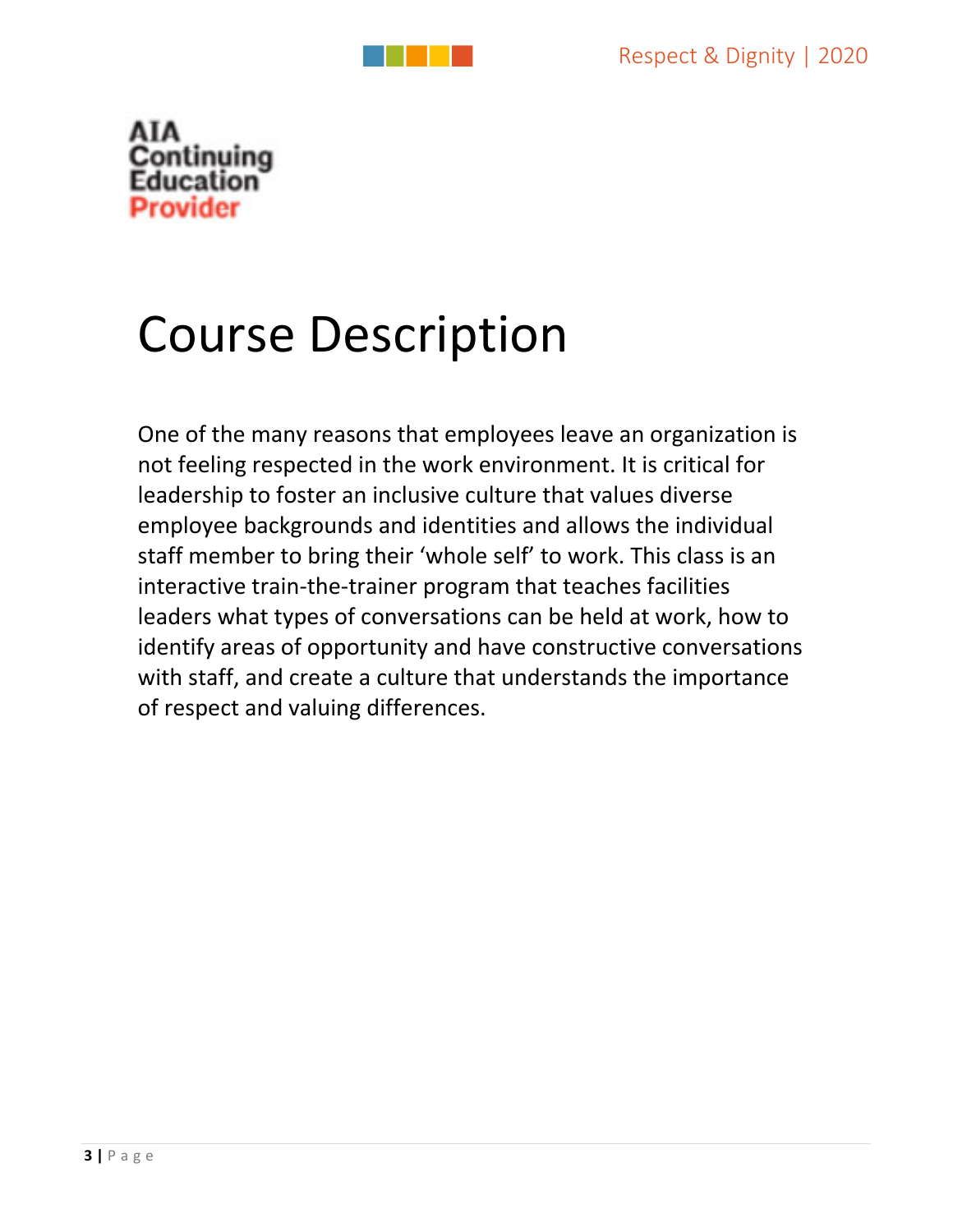AIA
Continuing
Education
Provider

# Course Description

One of the many reasons that employees leave an organization is not feeling respected in the work environment. It is critical for leadership to foster an inclusive culture that values diverse employee backgrounds and identities and allows the individual staff member to bring their 'whole self' to work. This class is an interactive train-the-trainer program that teaches facilities leaders what types of conversations can be held at work, how to identify areas of opportunity and have constructive conversations with staff, and create a culture that understands the importance of respect and valuing differences.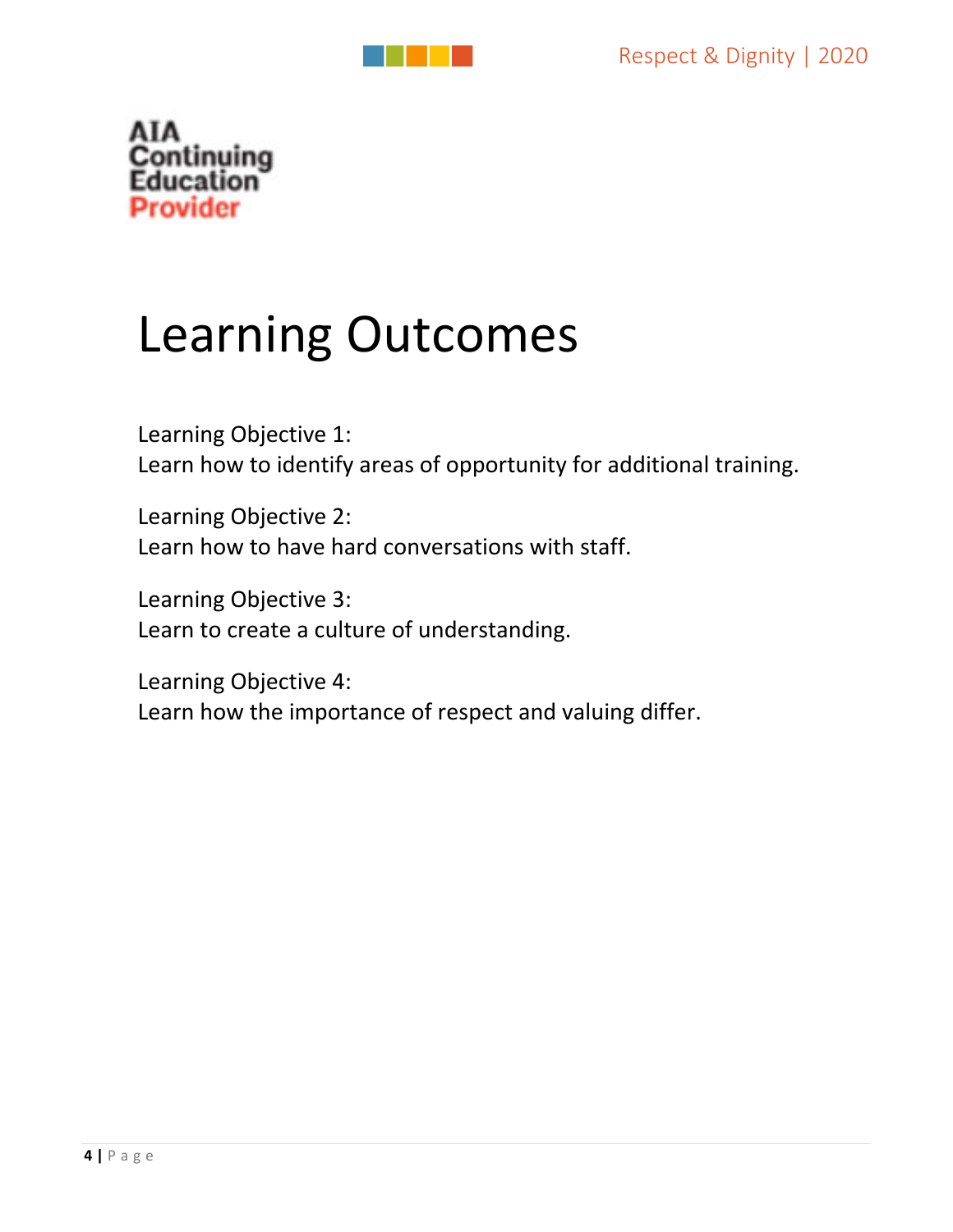AIA
Continuing
Education
Provider

# Learning Outcomes

Learning Objective 1:
Learn how to identify areas of opportunity for additional training.

Learning Objective 2:
Learn how to have hard conversations with staff.

Learning Objective 3:
Learn to create a culture of understanding.

Learning Objective 4:
Learn how the importance of respect and valuing differ.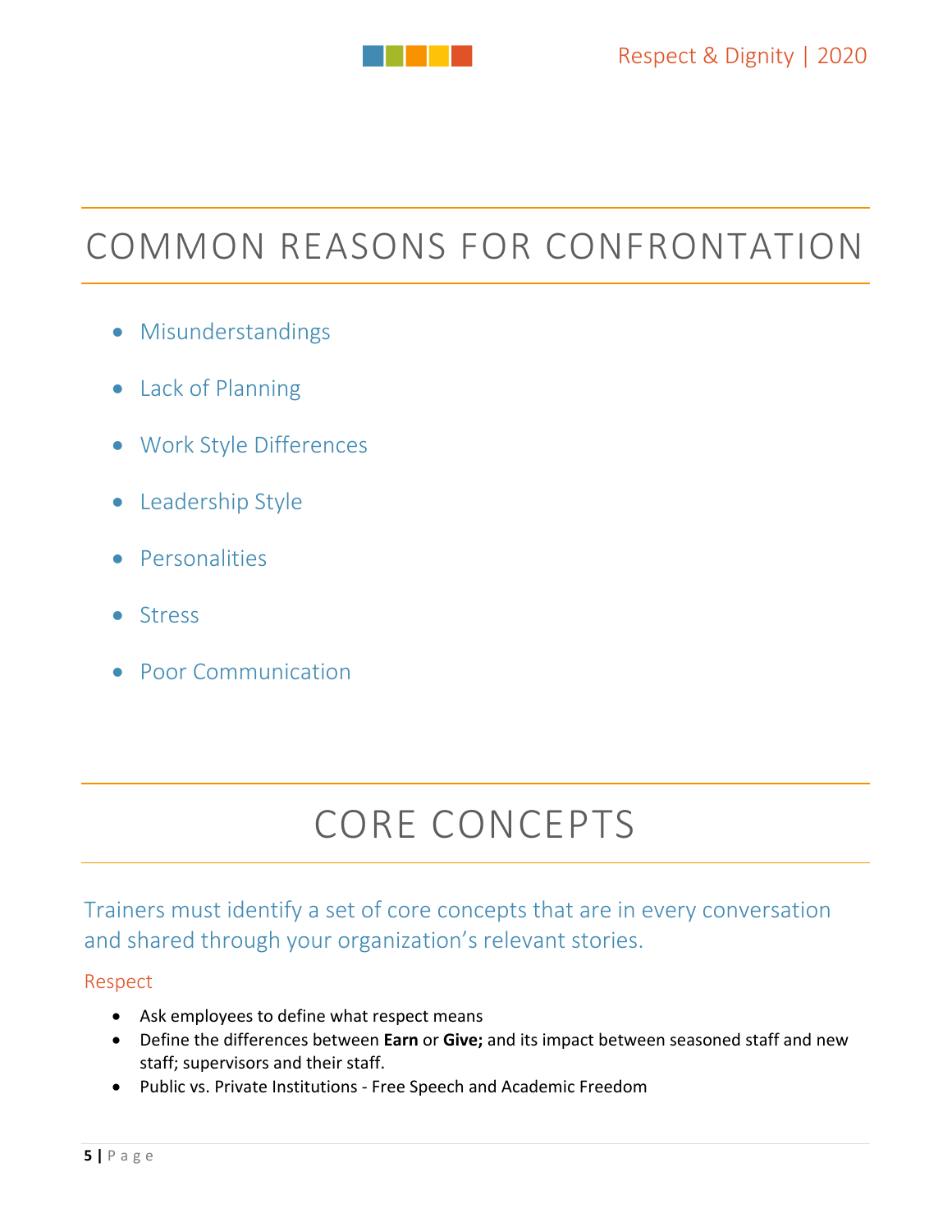# COMMON REASONS FOR CONFRONTATION

- Misunderstandings
- Lack of Planning
- Work Style Differences
- Leadership Style
- Personalities
- Stress
- Poor Communication

# CORE CONCEPTS

Trainers must identify a set of core concepts that are in every conversation and shared through your organization's relevant stories.

### Respect

- Ask employees to define what respect means
- Define the differences between **Earn** or **Give;** and its impact between seasoned staff and new staff; supervisors and their staff.
- Public vs. Private Institutions - Free Speech and Academic Freedom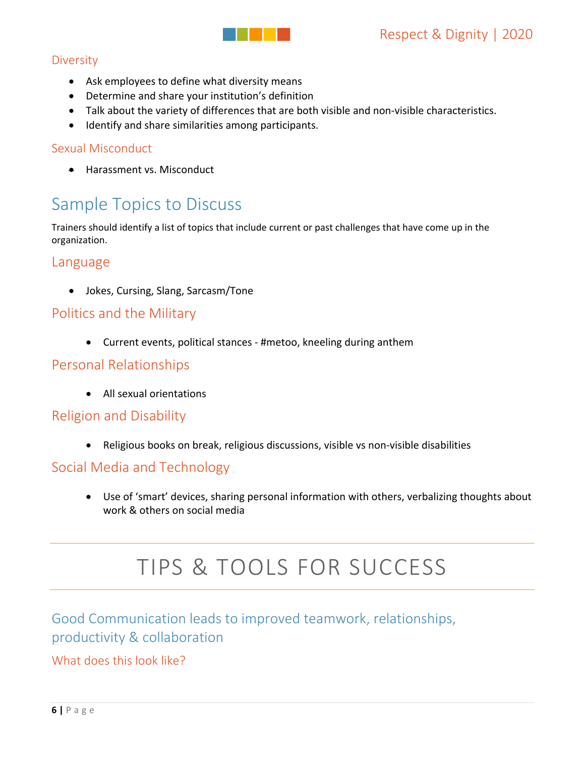### Diversity

- Ask employees to define what diversity means
- Determine and share your institution's definition
- Talk about the variety of differences that are both visible and non-visible characteristics.
- Identify and share similarities among participants.

### Sexual Misconduct

- Harassment vs. Misconduct

## Sample Topics to Discuss

Trainers should identify a list of topics that include current or past challenges that have come up in the organization.

### Language

- Jokes, Cursing, Slang, Sarcasm/Tone

### Politics and the Military

- Current events, political stances - #metoo, kneeling during anthem

### Personal Relationships

- All sexual orientations

### Religion and Disability

- Religious books on break, religious discussions, visible vs non-visible disabilities

### Social Media and Technology

- Use of 'smart' devices, sharing personal information with others, verbalizing thoughts about work & others on social media

---

# TIPS & TOOLS FOR SUCCESS

---

## Good Communication leads to improved teamwork, relationships, productivity & collaboration

### What does this look like?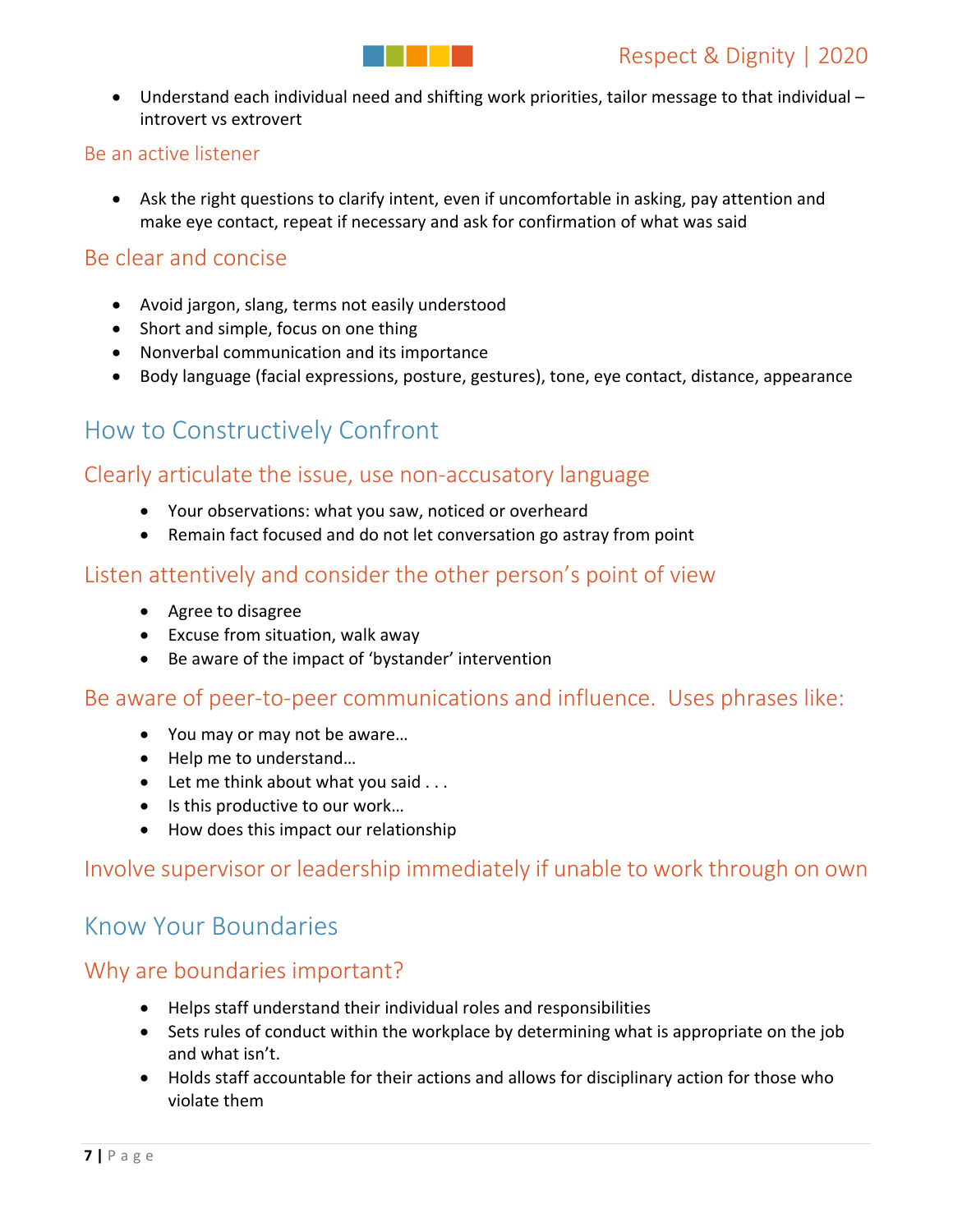- Understand each individual need and shifting work priorities, tailor message to that individual – introvert vs extrovert

### Be an active listener

- Ask the right questions to clarify intent, even if uncomfortable in asking, pay attention and make eye contact, repeat if necessary and ask for confirmation of what was said

### Be clear and concise

- Avoid jargon, slang, terms not easily understood
- Short and simple, focus on one thing
- Nonverbal communication and its importance
- Body language (facial expressions, posture, gestures), tone, eye contact, distance, appearance

## How to Constructively Confront

### Clearly articulate the issue, use non-accusatory language

- Your observations: what you saw, noticed or overheard
- Remain fact focused and do not let conversation go astray from point

### Listen attentively and consider the other person's point of view

- Agree to disagree
- Excuse from situation, walk away
- Be aware of the impact of 'bystander' intervention

### Be aware of peer-to-peer communications and influence. Uses phrases like:

- You may or may not be aware…
- Help me to understand…
- Let me think about what you said . . .
- Is this productive to our work…
- How does this impact our relationship

### Involve supervisor or leadership immediately if unable to work through on own

## Know Your Boundaries

### Why are boundaries important?

- Helps staff understand their individual roles and responsibilities
- Sets rules of conduct within the workplace by determining what is appropriate on the job and what isn't.
- Holds staff accountable for their actions and allows for disciplinary action for those who violate them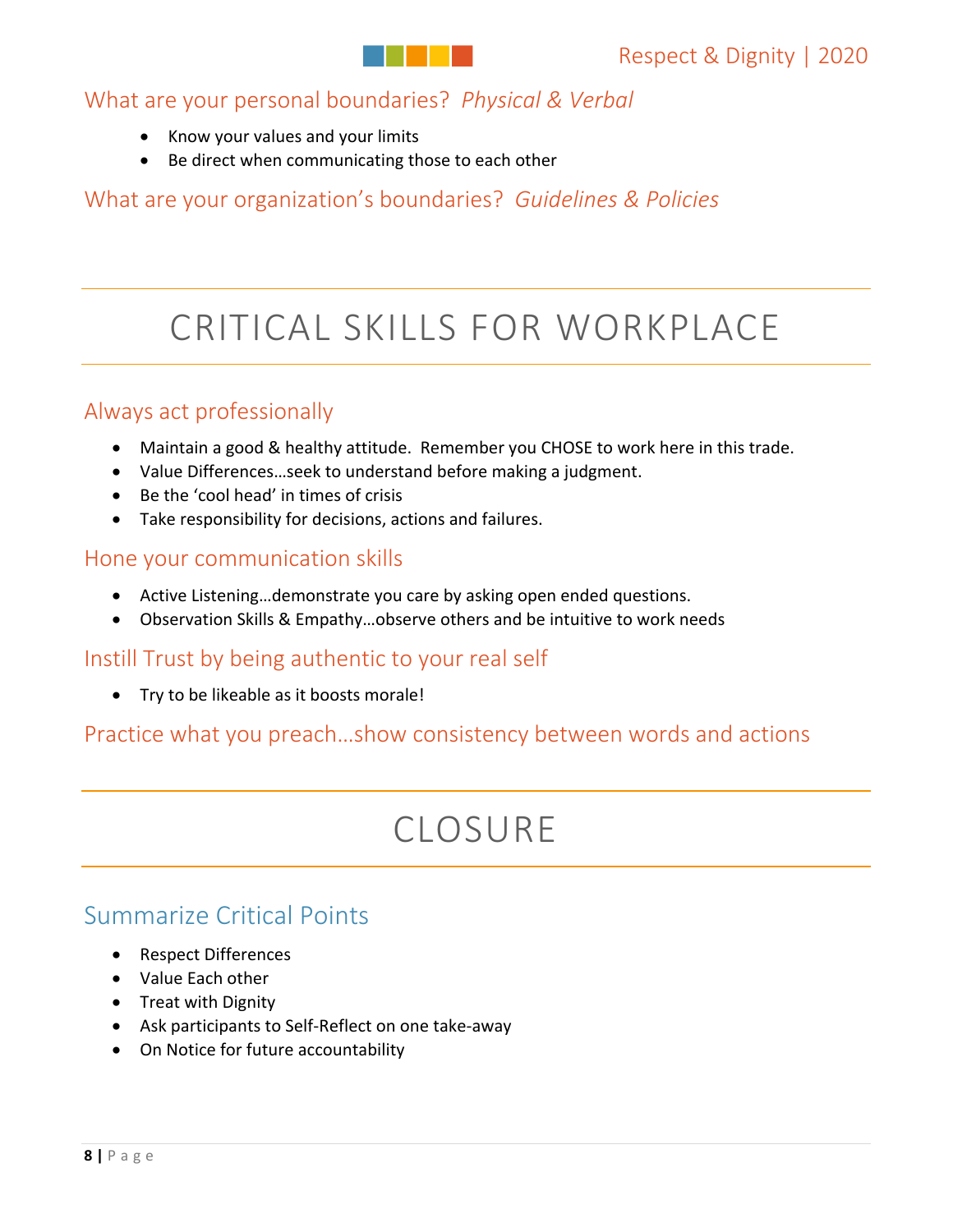### What are your personal boundaries? *Physical & Verbal*

- Know your values and your limits
- Be direct when communicating those to each other

### What are your organization's boundaries? *Guidelines & Policies*

# CRITICAL SKILLS FOR WORKPLACE

### Always act professionally

- Maintain a good & healthy attitude. Remember you CHOSE to work here in this trade.
- Value Differences…seek to understand before making a judgment.
- Be the 'cool head' in times of crisis
- Take responsibility for decisions, actions and failures.

### Hone your communication skills

- Active Listening…demonstrate you care by asking open ended questions.
- Observation Skills & Empathy…observe others and be intuitive to work needs

### Instill Trust by being authentic to your real self

- Try to be likeable as it boosts morale!

### Practice what you preach…show consistency between words and actions

# CLOSURE

## Summarize Critical Points

- Respect Differences
- Value Each other
- Treat with Dignity
- Ask participants to Self-Reflect on one take-away
- On Notice for future accountability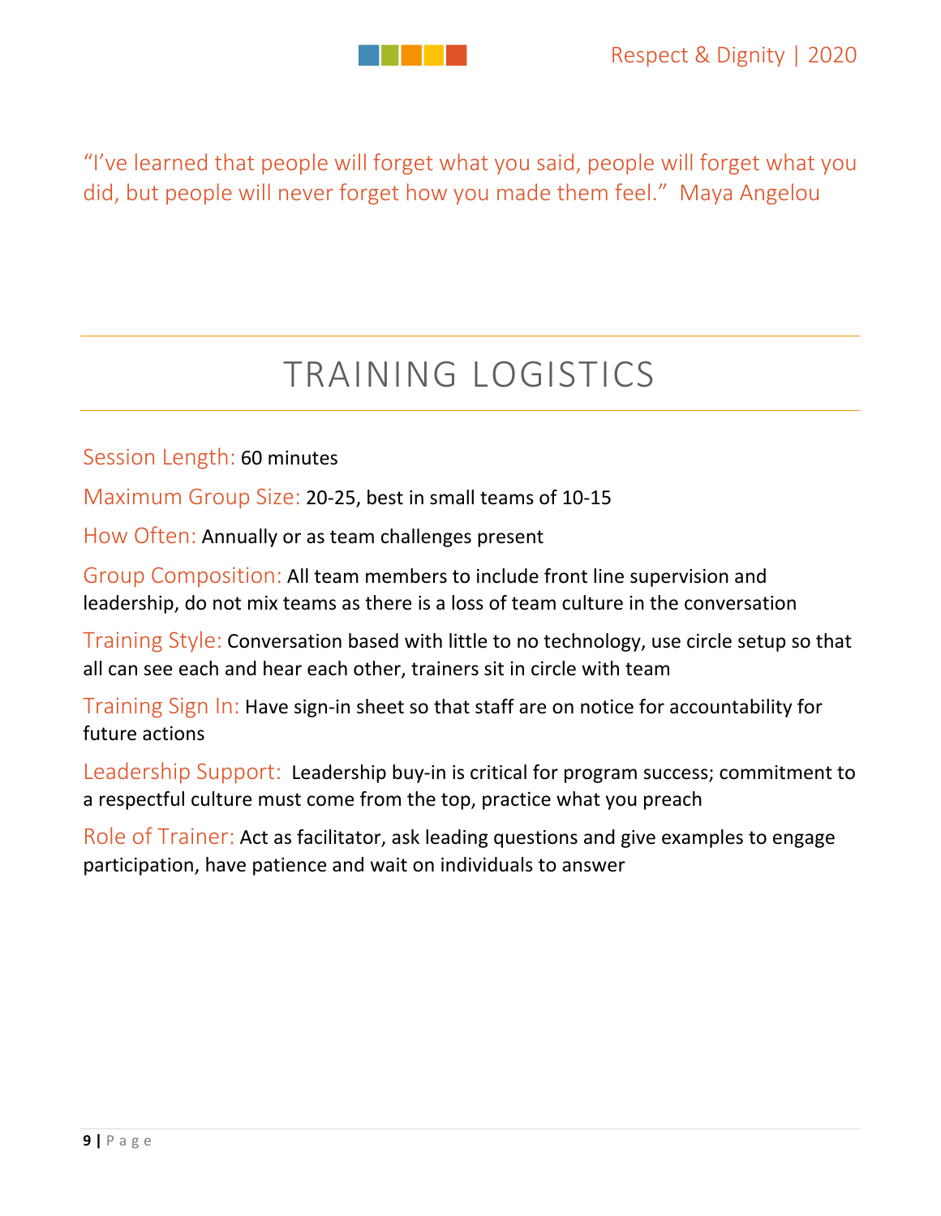"I've learned that people will forget what you said, people will forget what you did, but people will never forget how you made them feel." Maya Angelou

# TRAINING LOGISTICS

Session Length: 60 minutes

Maximum Group Size: 20-25, best in small teams of 10-15

How Often: Annually or as team challenges present

Group Composition: All team members to include front line supervision and leadership, do not mix teams as there is a loss of team culture in the conversation

Training Style: Conversation based with little to no technology, use circle setup so that all can see each and hear each other, trainers sit in circle with team

Training Sign In: Have sign-in sheet so that staff are on notice for accountability for future actions

Leadership Support: Leadership buy-in is critical for program success; commitment to a respectful culture must come from the top, practice what you preach

Role of Trainer: Act as facilitator, ask leading questions and give examples to engage participation, have patience and wait on individuals to answer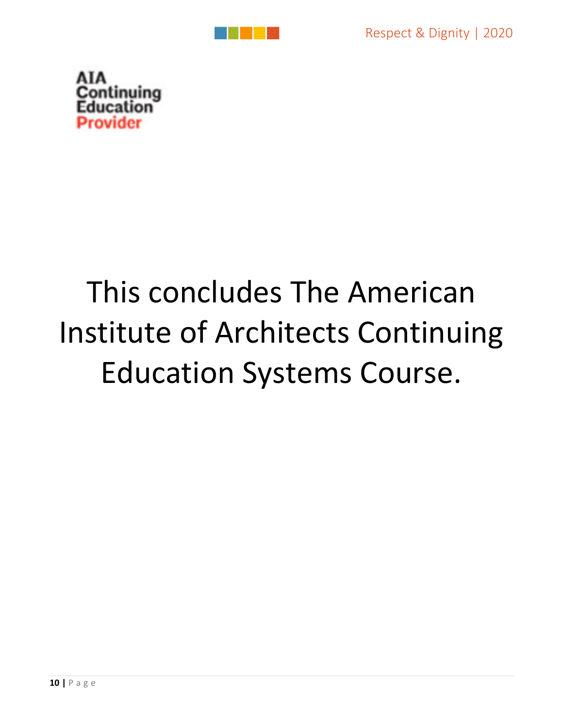AIA
Continuing
Education
Provider

# This concludes The American Institute of Architects Continuing Education Systems Course.